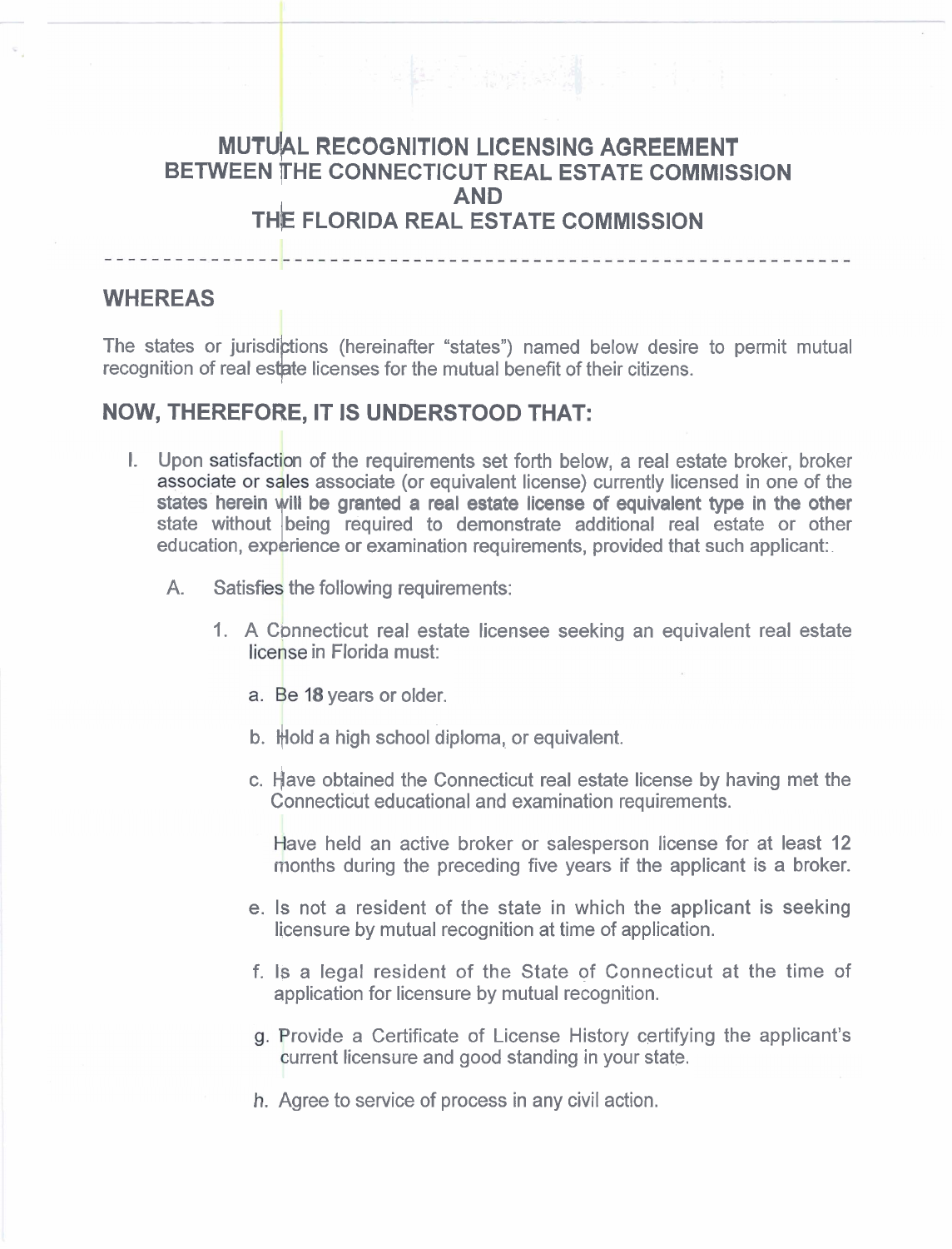# MUTUAL RECOGNITION LICENSING AGREEMENT BETWEEN THE CONNECTICUT REAL ESTATE COMMISSION AND THE FLORIDA REAL ESTATE COMMISSION

---

## WHEREAS

The states or jurisdictions (hereinafter "states") named below desire to permit mutual recognition of real estate licenses for the mutual benefit of their citizens.

## NOW, THEREFORE, IT IS UNDERSTOOD THAT:

I. Upon satisfaction of the requirements set forth below, a real estate broker, broker associate or sales associate (or equivalent license) currently licensed in one of the states herein will be granted a real estate license of equivalent type in the other state without being required to demonstrate additional real estate or other education, experience or examination requirements, provided that such applicant:

   A. Satisfies the following requirements:

      1. A Connecticut real estate licensee seeking an equivalent real estate license in Florida must:

         a. Be 18 years or older.

         b. Hold a high school diploma, or equivalent.

         c. Have obtained the Connecticut real estate license by having met the Connecticut educational and examination requirements.

            Have held an active broker or salesperson license for at least 12 months during the preceding five years if the applicant is a broker.

         e. Is not a resident of the state in which the applicant is seeking licensure by mutual recognition at time of application.

         f. Is a legal resident of the State of Connecticut at the time of application for licensure by mutual recognition.

         g. Provide a Certificate of License History certifying the applicant's current licensure and good standing in your state.

         h. Agree to service of process in any civil action.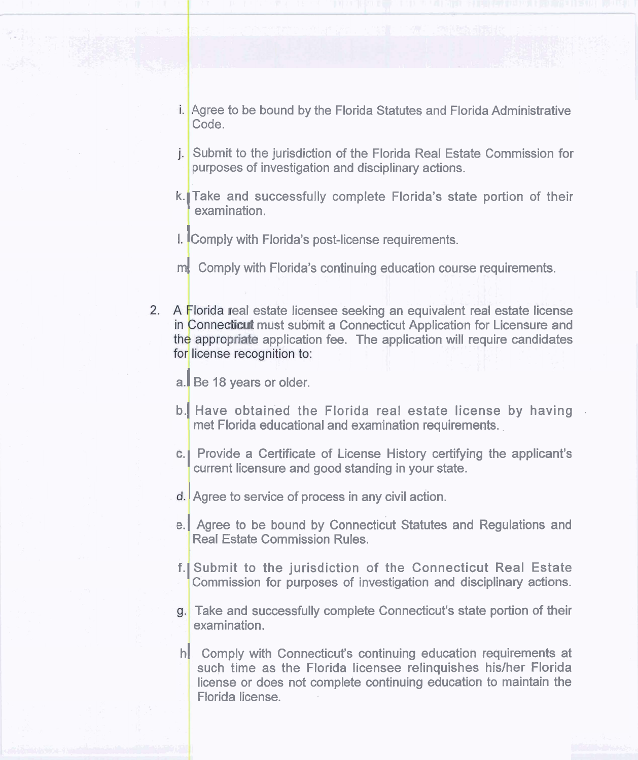i. Agree to be bound by the Florida Statutes and Florida Administrative Code.

j. Submit to the jurisdiction of the Florida Real Estate Commission for purposes of investigation and disciplinary actions.

k. Take and successfully complete Florida's state portion of their examination.

l. Comply with Florida's post-license requirements.

m. Comply with Florida's continuing education course requirements.

2. A Florida real estate licensee seeking an equivalent real estate license in Connecticut must submit a Connecticut Application for Licensure and the appropriate application fee. The application will require candidates for license recognition to:

   a. Be 18 years or older.

   b. Have obtained the Florida real estate license by having met Florida educational and examination requirements.

   c. Provide a Certificate of License History certifying the applicant's current licensure and good standing in your state.

   d. Agree to service of process in any civil action.

   e. Agree to be bound by Connecticut Statutes and Regulations and Real Estate Commission Rules.

   f. Submit to the jurisdiction of the Connecticut Real Estate Commission for purposes of investigation and disciplinary actions.

   g. Take and successfully complete Connecticut's state portion of their examination.

   h. Comply with Connecticut's continuing education requirements at such time as the Florida licensee relinquishes his/her Florida license or does not complete continuing education to maintain the Florida license.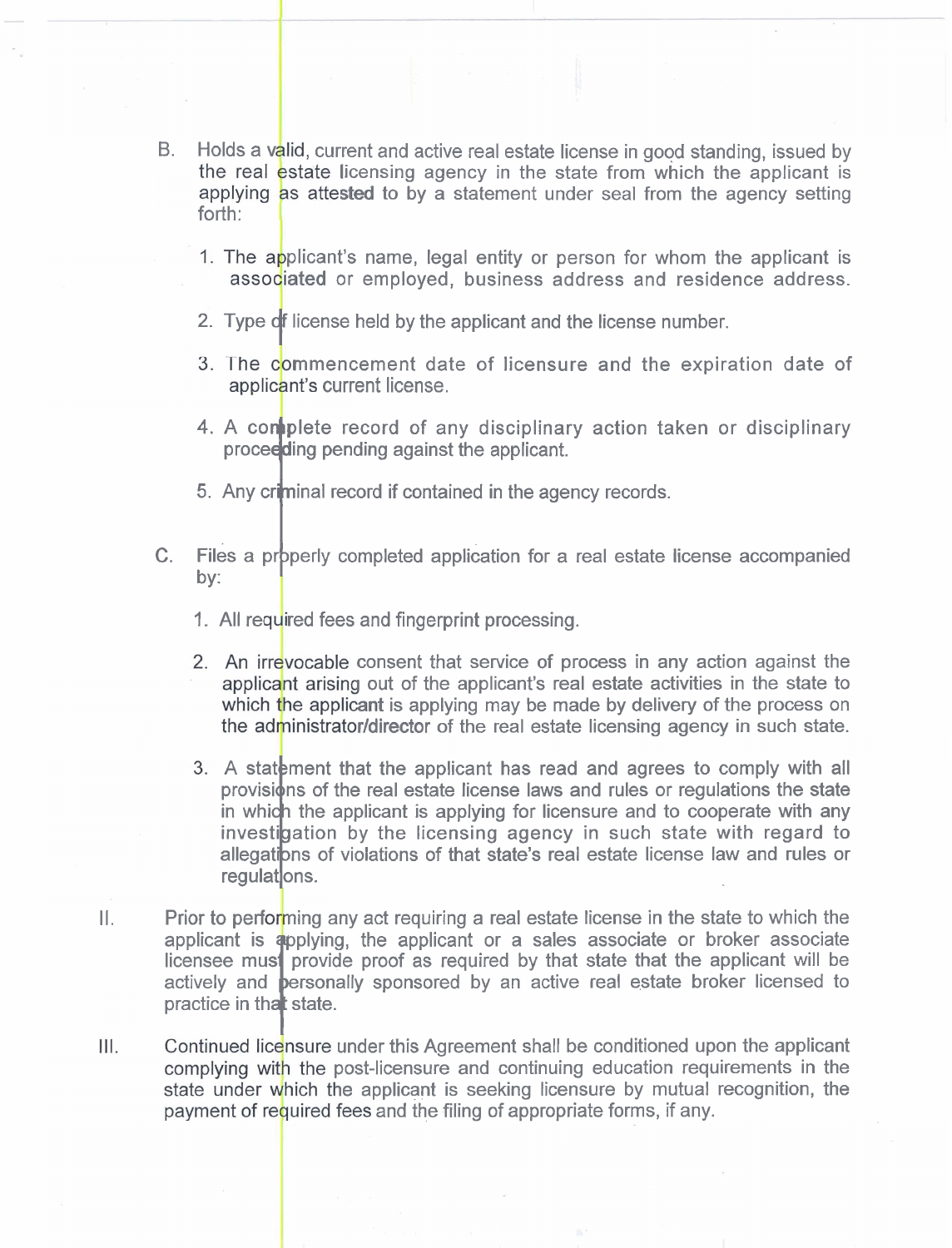B. Holds a valid, current and active real estate license in good standing, issued by the real estate licensing agency in the state from which the applicant is applying as attested to by a statement under seal from the agency setting forth:

   1. The applicant's name, legal entity or person for whom the applicant is associated or employed, business address and residence address.

   2. Type of license held by the applicant and the license number.

   3. The commencement date of licensure and the expiration date of applicant's current license.

   4. A complete record of any disciplinary action taken or disciplinary proceeding pending against the applicant.

   5. Any criminal record if contained in the agency records.

C. Files a properly completed application for a real estate license accompanied by:

   1. All required fees and fingerprint processing.

   2. An irrevocable consent that service of process in any action against the applicant arising out of the applicant's real estate activities in the state to which the applicant is applying may be made by delivery of the process on the administrator/director of the real estate licensing agency in such state.

   3. A statement that the applicant has read and agrees to comply with all provisions of the real estate license laws and rules or regulations the state in which the applicant is applying for licensure and to cooperate with any investigation by the licensing agency in such state with regard to allegations of violations of that state's real estate license law and rules or regulations.

II. Prior to performing any act requiring a real estate license in the state to which the applicant is applying, the applicant or a sales associate or broker associate licensee must provide proof as required by that state that the applicant will be actively and personally sponsored by an active real estate broker licensed to practice in that state.

III. Continued licensure under this Agreement shall be conditioned upon the applicant complying with the post-licensure and continuing education requirements in the state under which the applicant is seeking licensure by mutual recognition, the payment of required fees and the filing of appropriate forms, if any.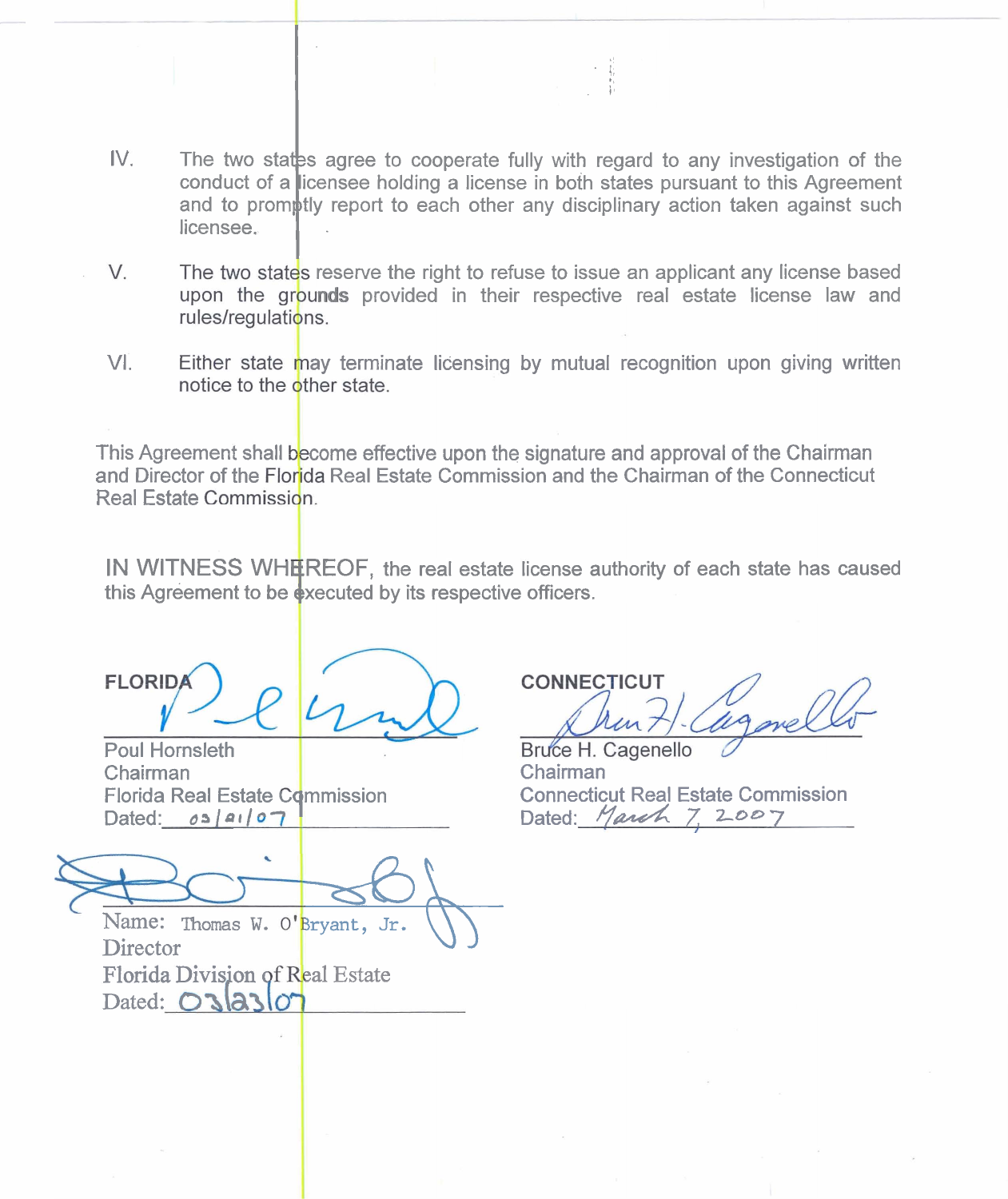IV. The two states agree to cooperate fully with regard to any investigation of the conduct of a licensee holding a license in both states pursuant to this Agreement and to promptly report to each other any disciplinary action taken against such licensee.

V. The two states reserve the right to refuse to issue an applicant any license based upon the grounds provided in their respective real estate license law and rules/regulations.

VI. Either state may terminate licensing by mutual recognition upon giving written notice to the other state.

This Agreement shall become effective upon the signature and approval of the Chairman and Director of the Florida Real Estate Commission and the Chairman of the Connecticut Real Estate Commission.

IN WITNESS WHEREOF, the real estate license authority of each state has caused this Agreement to be executed by its respective officers.

**FLORIDA**

Poul Hornsleth
Chairman
Florida Real Estate Commission
Dated: 03/01/07

**CONNECTICUT**

Bruce H. Cagenello
Chairman
Connecticut Real Estate Commission
Dated: March 7, 2007

Name: Thomas W. O'Bryant, Jr.
Director
Florida Division of Real Estate
Dated: 03/23/07